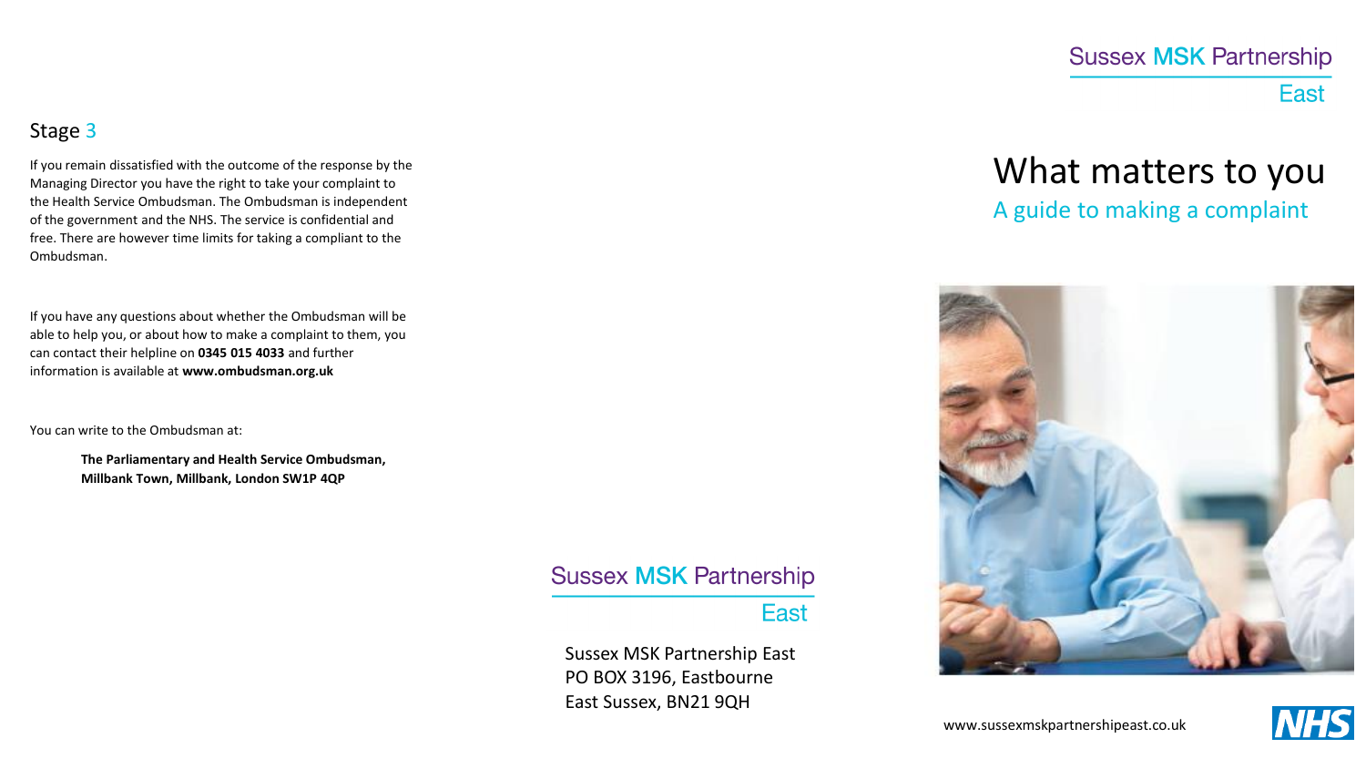## Stage 3

If you remain dissatisfied with the outcome of the response by the Managing Director you have the right to take your complaint to the Health Service Ombudsman. The Ombudsman is independent of the government and the NHS. The service is confidential and free. There are however time limits for taking a compliant to the Ombudsman.

If you have any questions about whether the Ombudsman will be able to help you, or about how to make a complaint to them, you can contact their helpline on **0345 015 4033** and further information is available at **www.ombudsman.org.uk**

You can write to the Ombudsman at:

> **The Parliamentary and Health Service Ombudsman, Millbank Town, Millbank, London SW1P 4QP**

Sussex MSK Partnership East

Sussex MSK Partnership East
PO BOX 3196, Eastbourne
East Sussex, BN21 9QH

Sussex MSK Partnership East

# What matters to you

## A guide to making a complaint

www.sussexmskpartnershipeast.co.uk

NHS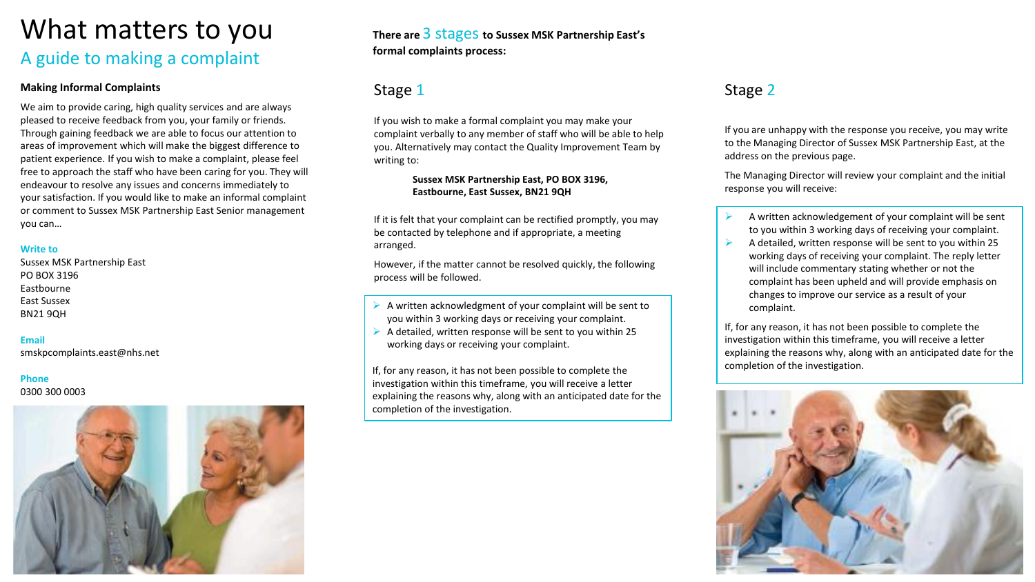# What matters to you

## A guide to making a complaint

### Making Informal Complaints

We aim to provide caring, high quality services and are always pleased to receive feedback from you, your family or friends. Through gaining feedback we are able to focus our attention to areas of improvement which will make the biggest difference to patient experience. If you wish to make a complaint, please feel free to approach the staff who have been caring for you. They will endeavour to resolve any issues and concerns immediately to your satisfaction. If you would like to make an informal complaint or comment to Sussex MSK Partnership East Senior management you can…

**Write to**

Sussex MSK Partnership East
PO BOX 3196
Eastbourne
East Sussex
BN21 9QH

**Email**

smskpcomplaints.east@nhs.net

**Phone**

0300 300 0003

**There are 3 stages to Sussex MSK Partnership East's formal complaints process:**

## Stage 1

If you wish to make a formal complaint you may make your complaint verbally to any member of staff who will be able to help you. Alternatively may contact the Quality Improvement Team by writing to:

**Sussex MSK Partnership East, PO BOX 3196, Eastbourne, East Sussex, BN21 9QH**

If it is felt that your complaint can be rectified promptly, you may be contacted by telephone and if appropriate, a meeting arranged.

However, if the matter cannot be resolved quickly, the following process will be followed.

- A written acknowledgment of your complaint will be sent to you within 3 working days or receiving your complaint.
- A detailed, written response will be sent to you within 25 working days or receiving your complaint.

If, for any reason, it has not been possible to complete the investigation within this timeframe, you will receive a letter explaining the reasons why, along with an anticipated date for the completion of the investigation.

## Stage 2

If you are unhappy with the response you receive, you may write to the Managing Director of Sussex MSK Partnership East, at the address on the previous page.

The Managing Director will review your complaint and the initial response you will receive:

- A written acknowledgement of your complaint will be sent to you within 3 working days of receiving your complaint.
- A detailed, written response will be sent to you within 25 working days of receiving your complaint. The reply letter will include commentary stating whether or not the complaint has been upheld and will provide emphasis on changes to improve our service as a result of your complaint.

If, for any reason, it has not been possible to complete the investigation within this timeframe, you will receive a letter explaining the reasons why, along with an anticipated date for the completion of the investigation.